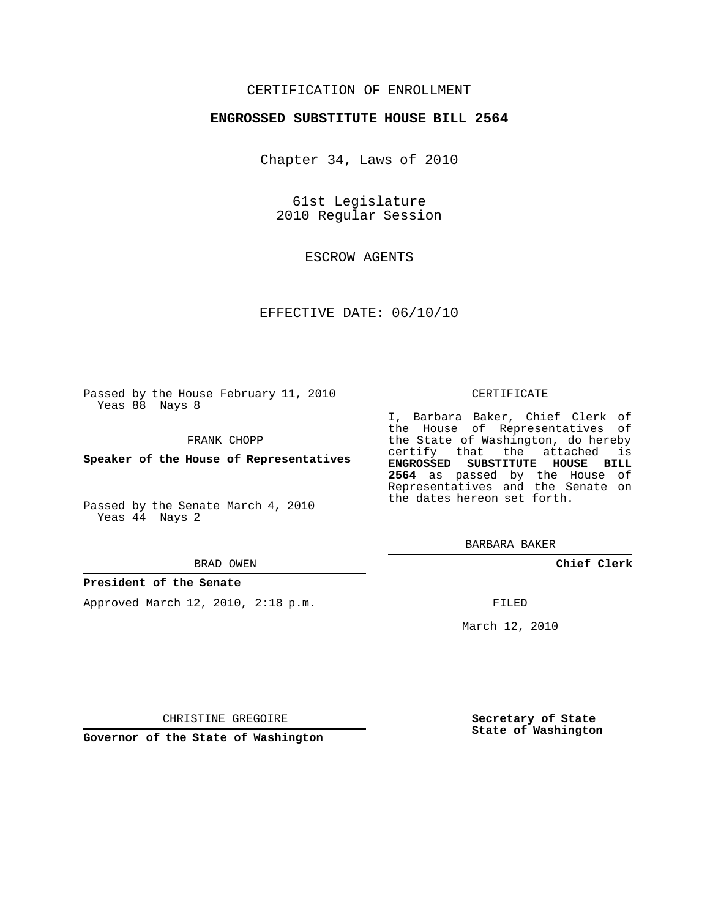CERTIFICATION OF ENROLLMENT

**ENGROSSED SUBSTITUTE HOUSE BILL 2564**

Chapter 34, Laws of 2010

61st Legislature
2010 Regular Session

ESCROW AGENTS

EFFECTIVE DATE: 06/10/10

Passed by the House February 11, 2010
Yeas 88 Nays 8

FRANK CHOPP

**Speaker of the House of Representatives**

Passed by the Senate March 4, 2010
Yeas 44 Nays 2

BRAD OWEN

**President of the Senate**

Approved March 12, 2010, 2:18 p.m.

CHRISTINE GREGOIRE

**Governor of the State of Washington**

CERTIFICATE

I, Barbara Baker, Chief Clerk of the House of Representatives of the State of Washington, do hereby certify that the attached is **ENGROSSED SUBSTITUTE HOUSE BILL 2564** as passed by the House of Representatives and the Senate on the dates hereon set forth.

BARBARA BAKER

**Chief Clerk**

FILED

March 12, 2010

**Secretary of State**
**State of Washington**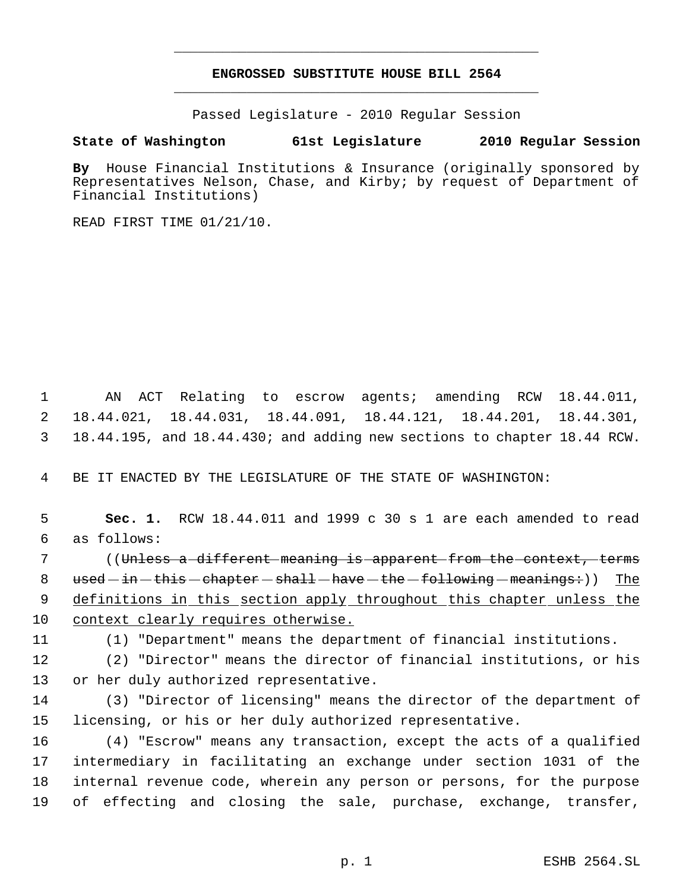**ENGROSSED SUBSTITUTE HOUSE BILL 2564**

Passed Legislature - 2010 Regular Session

**State of Washington 61st Legislature 2010 Regular Session**

**By** House Financial Institutions & Insurance (originally sponsored by Representatives Nelson, Chase, and Kirby; by request of Department of Financial Institutions)

READ FIRST TIME 01/21/10.

AN ACT Relating to escrow agents; amending RCW 18.44.011, 18.44.021, 18.44.031, 18.44.091, 18.44.121, 18.44.201, 18.44.301, 18.44.195, and 18.44.430; and adding new sections to chapter 18.44 RCW.

BE IT ENACTED BY THE LEGISLATURE OF THE STATE OF WASHINGTON:

**Sec. 1.** RCW 18.44.011 and 1999 c 30 s 1 are each amended to read as follows:

((~~Unless a different meaning is apparent from the context, terms used in this chapter shall have the following meanings:~~)) <u>The definitions in this section apply throughout this chapter unless the context clearly requires otherwise.</u>

(1) "Department" means the department of financial institutions.

(2) "Director" means the director of financial institutions, or his or her duly authorized representative.

(3) "Director of licensing" means the director of the department of licensing, or his or her duly authorized representative.

(4) "Escrow" means any transaction, except the acts of a qualified intermediary in facilitating an exchange under section 1031 of the internal revenue code, wherein any person or persons, for the purpose of effecting and closing the sale, purchase, exchange, transfer,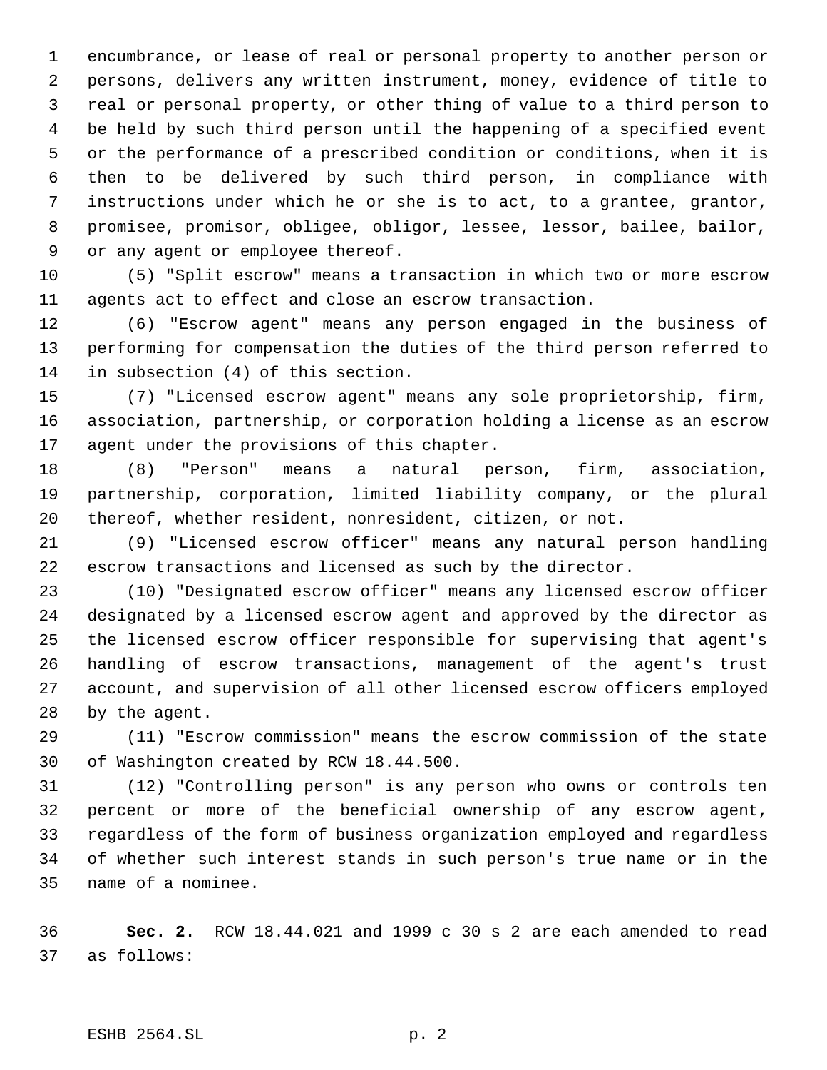encumbrance, or lease of real or personal property to another person or persons, delivers any written instrument, money, evidence of title to real or personal property, or other thing of value to a third person to be held by such third person until the happening of a specified event or the performance of a prescribed condition or conditions, when it is then to be delivered by such third person, in compliance with instructions under which he or she is to act, to a grantee, grantor, promisee, promisor, obligee, obligor, lessee, lessor, bailee, bailor, or any agent or employee thereof.

(5) "Split escrow" means a transaction in which two or more escrow agents act to effect and close an escrow transaction.

(6) "Escrow agent" means any person engaged in the business of performing for compensation the duties of the third person referred to in subsection (4) of this section.

(7) "Licensed escrow agent" means any sole proprietorship, firm, association, partnership, or corporation holding a license as an escrow agent under the provisions of this chapter.

(8) "Person" means a natural person, firm, association, partnership, corporation, limited liability company, or the plural thereof, whether resident, nonresident, citizen, or not.

(9) "Licensed escrow officer" means any natural person handling escrow transactions and licensed as such by the director.

(10) "Designated escrow officer" means any licensed escrow officer designated by a licensed escrow agent and approved by the director as the licensed escrow officer responsible for supervising that agent's handling of escrow transactions, management of the agent's trust account, and supervision of all other licensed escrow officers employed by the agent.

(11) "Escrow commission" means the escrow commission of the state of Washington created by RCW 18.44.500.

(12) "Controlling person" is any person who owns or controls ten percent or more of the beneficial ownership of any escrow agent, regardless of the form of business organization employed and regardless of whether such interest stands in such person's true name or in the name of a nominee.

**Sec. 2.** RCW 18.44.021 and 1999 c 30 s 2 are each amended to read as follows: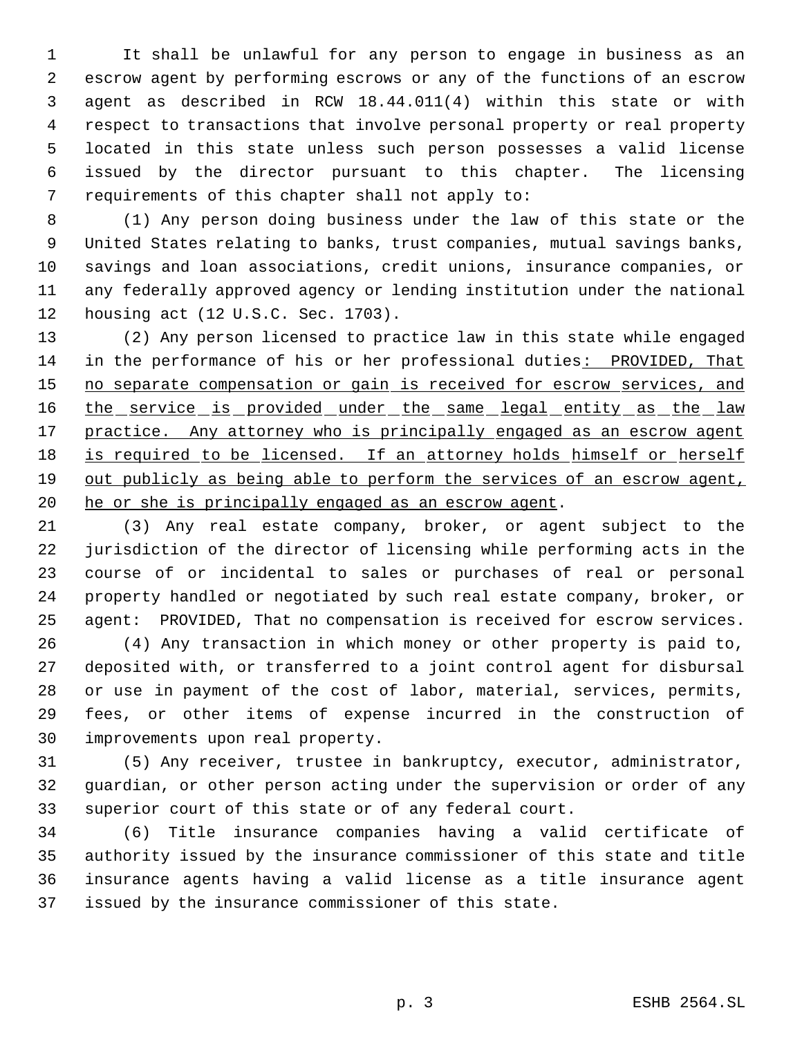It shall be unlawful for any person to engage in business as an escrow agent by performing escrows or any of the functions of an escrow agent as described in RCW 18.44.011(4) within this state or with respect to transactions that involve personal property or real property located in this state unless such person possesses a valid license issued by the director pursuant to this chapter. The licensing requirements of this chapter shall not apply to:

(1) Any person doing business under the law of this state or the United States relating to banks, trust companies, mutual savings banks, savings and loan associations, credit unions, insurance companies, or any federally approved agency or lending institution under the national housing act (12 U.S.C. Sec. 1703).

(2) Any person licensed to practice law in this state while engaged in the performance of his or her professional duties: PROVIDED, That no separate compensation or gain is received for escrow services, and the service is provided under the same legal entity as the law practice. Any attorney who is principally engaged as an escrow agent is required to be licensed. If an attorney holds himself or herself out publicly as being able to perform the services of an escrow agent, he or she is principally engaged as an escrow agent.

(3) Any real estate company, broker, or agent subject to the jurisdiction of the director of licensing while performing acts in the course of or incidental to sales or purchases of real or personal property handled or negotiated by such real estate company, broker, or agent: PROVIDED, That no compensation is received for escrow services.

(4) Any transaction in which money or other property is paid to, deposited with, or transferred to a joint control agent for disbursal or use in payment of the cost of labor, material, services, permits, fees, or other items of expense incurred in the construction of improvements upon real property.

(5) Any receiver, trustee in bankruptcy, executor, administrator, guardian, or other person acting under the supervision or order of any superior court of this state or of any federal court.

(6) Title insurance companies having a valid certificate of authority issued by the insurance commissioner of this state and title insurance agents having a valid license as a title insurance agent issued by the insurance commissioner of this state.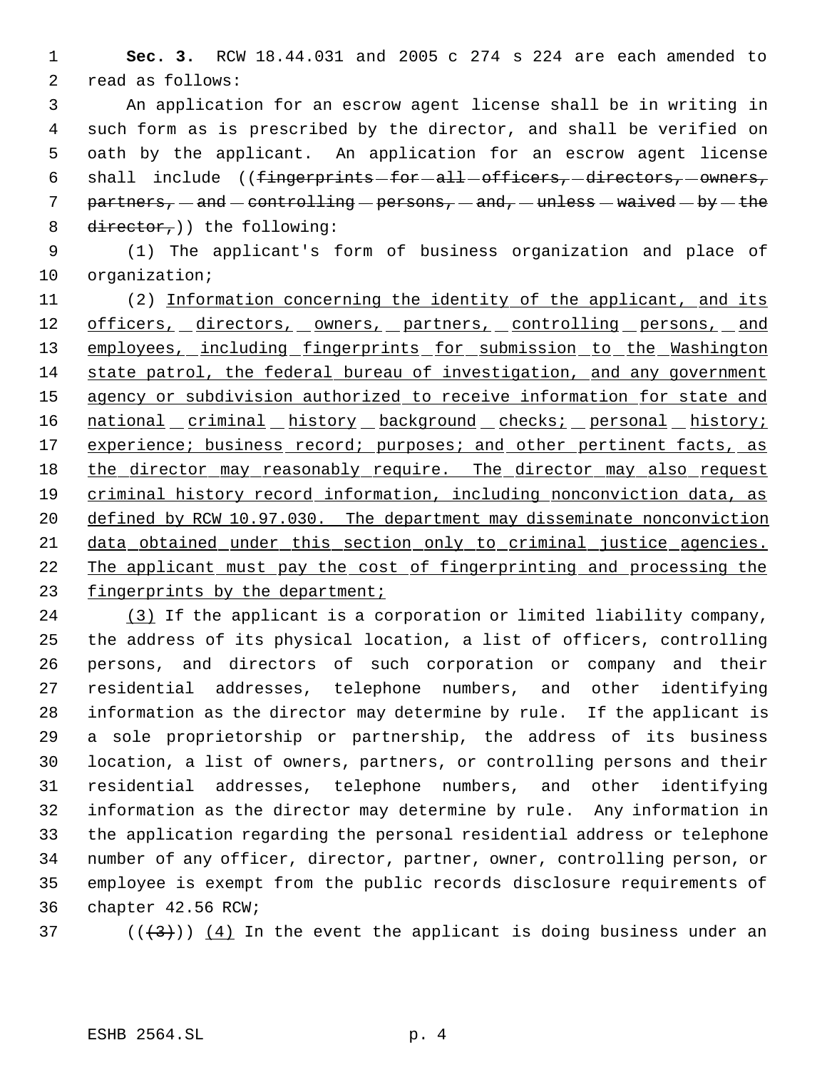**Sec. 3.** RCW 18.44.031 and 2005 c 274 s 224 are each amended to read as follows:

An application for an escrow agent license shall be in writing in such form as is prescribed by the director, and shall be verified on oath by the applicant. An application for an escrow agent license shall include ((~~fingerprints for all officers, directors, owners, partners, and controlling persons, and, unless waived by the director,~~)) the following:

(1) The applicant's form of business organization and place of organization;

(2) Information concerning the identity of the applicant, and its officers, directors, owners, partners, controlling persons, and employees, including fingerprints for submission to the Washington state patrol, the federal bureau of investigation, and any government agency or subdivision authorized to receive information for state and national criminal history background checks; personal history; experience; business record; purposes; and other pertinent facts, as the director may reasonably require. The director may also request criminal history record information, including nonconviction data, as defined by RCW 10.97.030. The department may disseminate nonconviction data obtained under this section only to criminal justice agencies. The applicant must pay the cost of fingerprinting and processing the fingerprints by the department;

(3) If the applicant is a corporation or limited liability company, the address of its physical location, a list of officers, controlling persons, and directors of such corporation or company and their residential addresses, telephone numbers, and other identifying information as the director may determine by rule. If the applicant is a sole proprietorship or partnership, the address of its business location, a list of owners, partners, or controlling persons and their residential addresses, telephone numbers, and other identifying information as the director may determine by rule. Any information in the application regarding the personal residential address or telephone number of any officer, director, partner, owner, controlling person, or employee is exempt from the public records disclosure requirements of chapter 42.56 RCW;

((~~(3)~~)) (4) In the event the applicant is doing business under an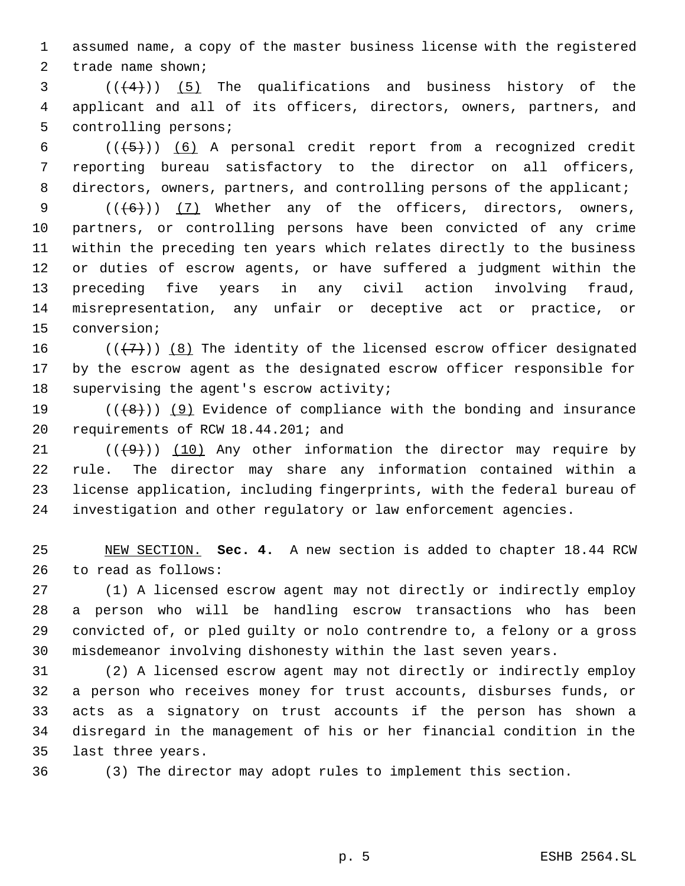assumed name, a copy of the master business license with the registered trade name shown;

(((4))) (5) The qualifications and business history of the applicant and all of its officers, directors, owners, partners, and controlling persons;

(((5))) (6) A personal credit report from a recognized credit reporting bureau satisfactory to the director on all officers, directors, owners, partners, and controlling persons of the applicant;

(((6))) (7) Whether any of the officers, directors, owners, partners, or controlling persons have been convicted of any crime within the preceding ten years which relates directly to the business or duties of escrow agents, or have suffered a judgment within the preceding five years in any civil action involving fraud, misrepresentation, any unfair or deceptive act or practice, or conversion;

(((7))) (8) The identity of the licensed escrow officer designated by the escrow agent as the designated escrow officer responsible for supervising the agent's escrow activity;

(((8))) (9) Evidence of compliance with the bonding and insurance requirements of RCW 18.44.201; and

(((9))) (10) Any other information the director may require by rule. The director may share any information contained within a license application, including fingerprints, with the federal bureau of investigation and other regulatory or law enforcement agencies.

NEW SECTION. **Sec. 4.** A new section is added to chapter 18.44 RCW to read as follows:

(1) A licensed escrow agent may not directly or indirectly employ a person who will be handling escrow transactions who has been convicted of, or pled guilty or nolo contrendre to, a felony or a gross misdemeanor involving dishonesty within the last seven years.

(2) A licensed escrow agent may not directly or indirectly employ a person who receives money for trust accounts, disburses funds, or acts as a signatory on trust accounts if the person has shown a disregard in the management of his or her financial condition in the last three years.

(3) The director may adopt rules to implement this section.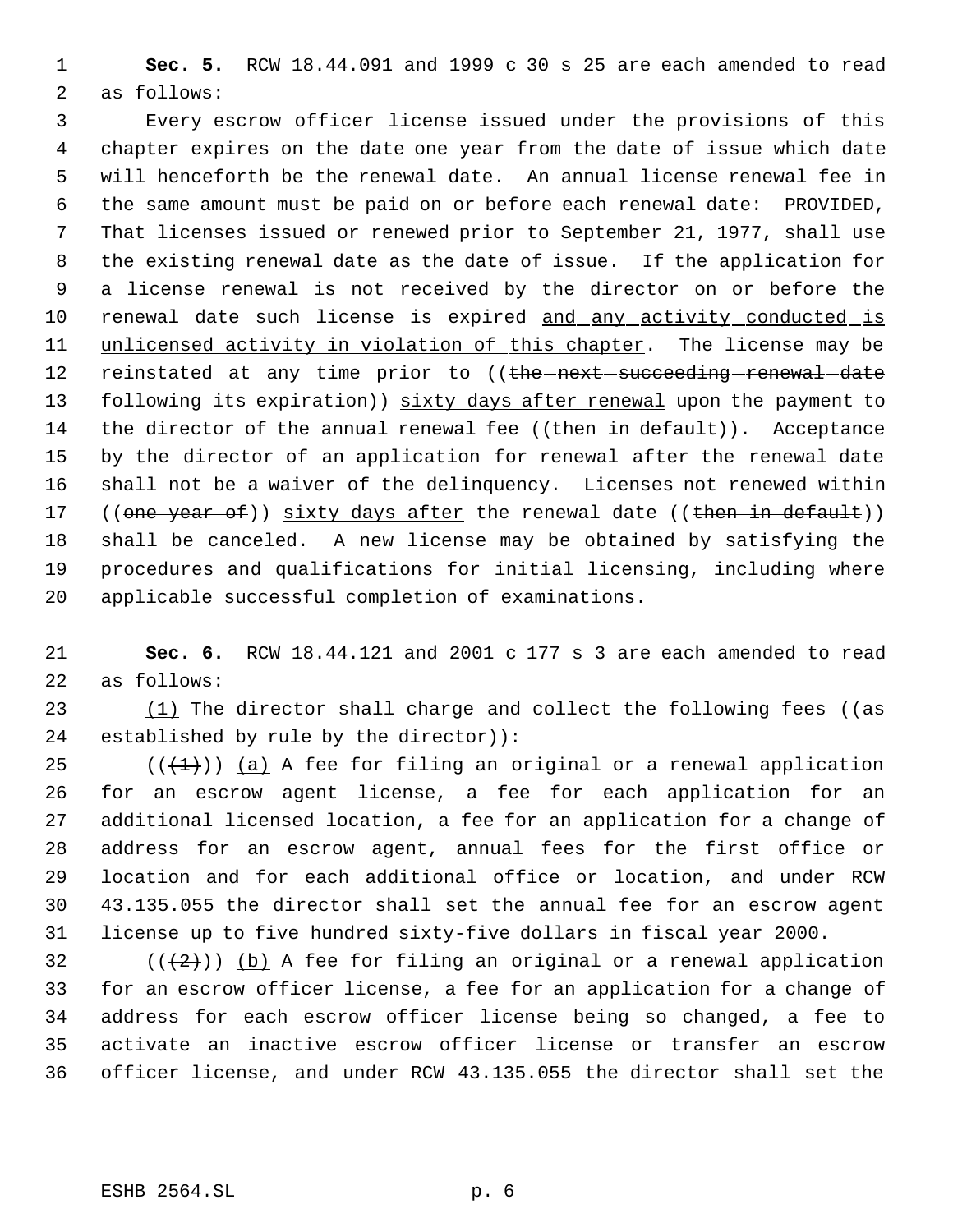**Sec. 5.** RCW 18.44.091 and 1999 c 30 s 25 are each amended to read as follows:

Every escrow officer license issued under the provisions of this chapter expires on the date one year from the date of issue which date will henceforth be the renewal date. An annual license renewal fee in the same amount must be paid on or before each renewal date: PROVIDED, That licenses issued or renewed prior to September 21, 1977, shall use the existing renewal date as the date of issue. If the application for a license renewal is not received by the director on or before the renewal date such license is expired <u>and any activity conducted is unlicensed activity in violation of this chapter</u>. The license may be reinstated at any time prior to ((~~the next succeeding renewal date following its expiration~~)) <u>sixty days after renewal</u> upon the payment to the director of the annual renewal fee ((~~then in default~~)). Acceptance by the director of an application for renewal after the renewal date shall not be a waiver of the delinquency. Licenses not renewed within ((~~one year of~~)) <u>sixty days after</u> the renewal date ((~~then in default~~)) shall be canceled. A new license may be obtained by satisfying the procedures and qualifications for initial licensing, including where applicable successful completion of examinations.

**Sec. 6.** RCW 18.44.121 and 2001 c 177 s 3 are each amended to read as follows:

<u>(1)</u> The director shall charge and collect the following fees ((~~as established by rule by the director~~)):

((~~(1)~~)) <u>(a)</u> A fee for filing an original or a renewal application for an escrow agent license, a fee for each application for an additional licensed location, a fee for an application for a change of address for an escrow agent, annual fees for the first office or location and for each additional office or location, and under RCW 43.135.055 the director shall set the annual fee for an escrow agent license up to five hundred sixty-five dollars in fiscal year 2000.

((~~(2)~~)) <u>(b)</u> A fee for filing an original or a renewal application for an escrow officer license, a fee for an application for a change of address for each escrow officer license being so changed, a fee to activate an inactive escrow officer license or transfer an escrow officer license, and under RCW 43.135.055 the director shall set the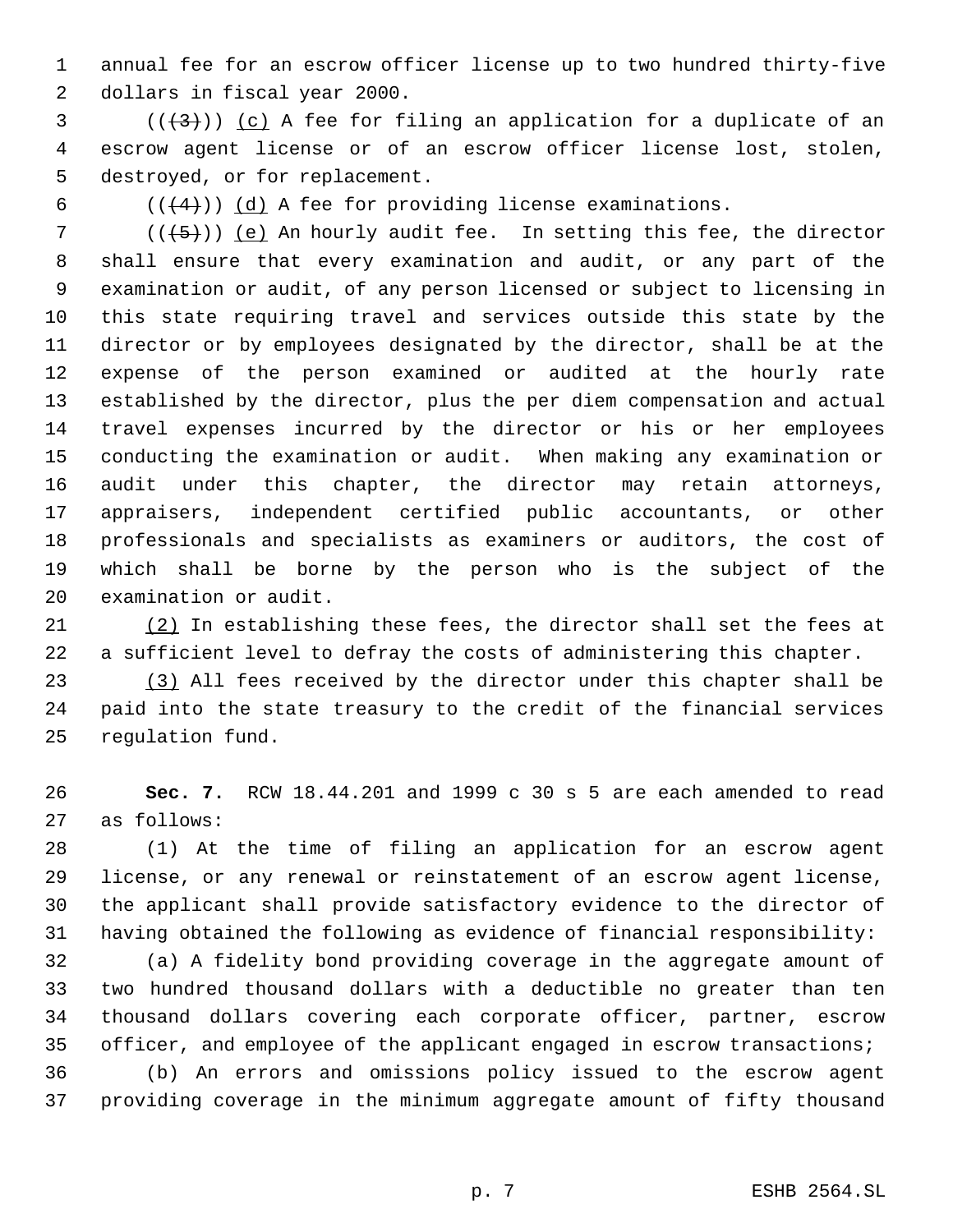annual fee for an escrow officer license up to two hundred thirty-five dollars in fiscal year 2000.

(((3))) (c) A fee for filing an application for a duplicate of an escrow agent license or of an escrow officer license lost, stolen, destroyed, or for replacement.

(((4))) (d) A fee for providing license examinations.

(((5))) (e) An hourly audit fee. In setting this fee, the director shall ensure that every examination and audit, or any part of the examination or audit, of any person licensed or subject to licensing in this state requiring travel and services outside this state by the director or by employees designated by the director, shall be at the expense of the person examined or audited at the hourly rate established by the director, plus the per diem compensation and actual travel expenses incurred by the director or his or her employees conducting the examination or audit. When making any examination or audit under this chapter, the director may retain attorneys, appraisers, independent certified public accountants, or other professionals and specialists as examiners or auditors, the cost of which shall be borne by the person who is the subject of the examination or audit.

(2) In establishing these fees, the director shall set the fees at a sufficient level to defray the costs of administering this chapter.

(3) All fees received by the director under this chapter shall be paid into the state treasury to the credit of the financial services regulation fund.

**Sec. 7.** RCW 18.44.201 and 1999 c 30 s 5 are each amended to read as follows:

(1) At the time of filing an application for an escrow agent license, or any renewal or reinstatement of an escrow agent license, the applicant shall provide satisfactory evidence to the director of having obtained the following as evidence of financial responsibility:

(a) A fidelity bond providing coverage in the aggregate amount of two hundred thousand dollars with a deductible no greater than ten thousand dollars covering each corporate officer, partner, escrow officer, and employee of the applicant engaged in escrow transactions;

(b) An errors and omissions policy issued to the escrow agent providing coverage in the minimum aggregate amount of fifty thousand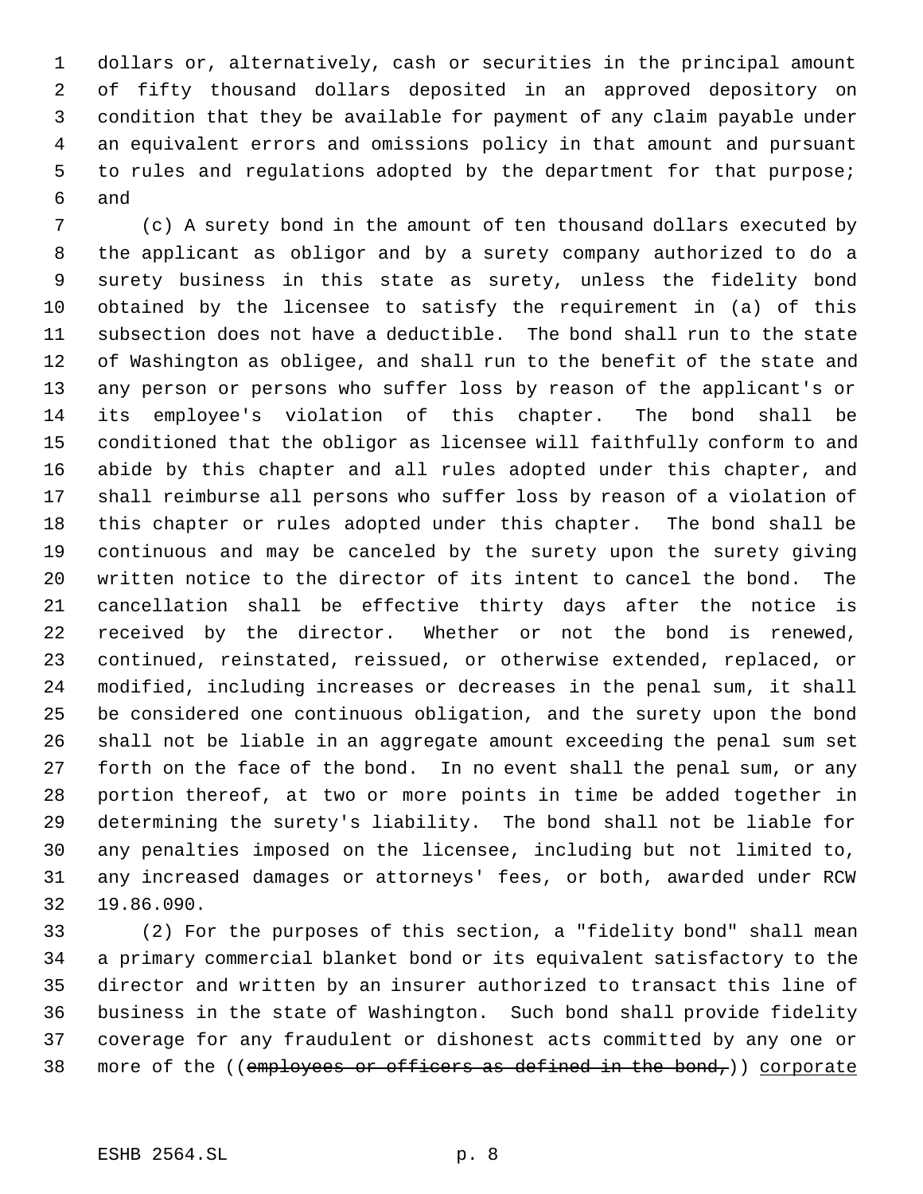dollars or, alternatively, cash or securities in the principal amount of fifty thousand dollars deposited in an approved depository on condition that they be available for payment of any claim payable under an equivalent errors and omissions policy in that amount and pursuant to rules and regulations adopted by the department for that purpose; and

(c) A surety bond in the amount of ten thousand dollars executed by the applicant as obligor and by a surety company authorized to do a surety business in this state as surety, unless the fidelity bond obtained by the licensee to satisfy the requirement in (a) of this subsection does not have a deductible. The bond shall run to the state of Washington as obligee, and shall run to the benefit of the state and any person or persons who suffer loss by reason of the applicant's or its employee's violation of this chapter. The bond shall be conditioned that the obligor as licensee will faithfully conform to and abide by this chapter and all rules adopted under this chapter, and shall reimburse all persons who suffer loss by reason of a violation of this chapter or rules adopted under this chapter. The bond shall be continuous and may be canceled by the surety upon the surety giving written notice to the director of its intent to cancel the bond. The cancellation shall be effective thirty days after the notice is received by the director. Whether or not the bond is renewed, continued, reinstated, reissued, or otherwise extended, replaced, or modified, including increases or decreases in the penal sum, it shall be considered one continuous obligation, and the surety upon the bond shall not be liable in an aggregate amount exceeding the penal sum set forth on the face of the bond. In no event shall the penal sum, or any portion thereof, at two or more points in time be added together in determining the surety's liability. The bond shall not be liable for any penalties imposed on the licensee, including but not limited to, any increased damages or attorneys' fees, or both, awarded under RCW 19.86.090.

(2) For the purposes of this section, a "fidelity bond" shall mean a primary commercial blanket bond or its equivalent satisfactory to the director and written by an insurer authorized to transact this line of business in the state of Washington. Such bond shall provide fidelity coverage for any fraudulent or dishonest acts committed by any one or more of the ((~~employees or officers as defined in the bond,~~)) corporate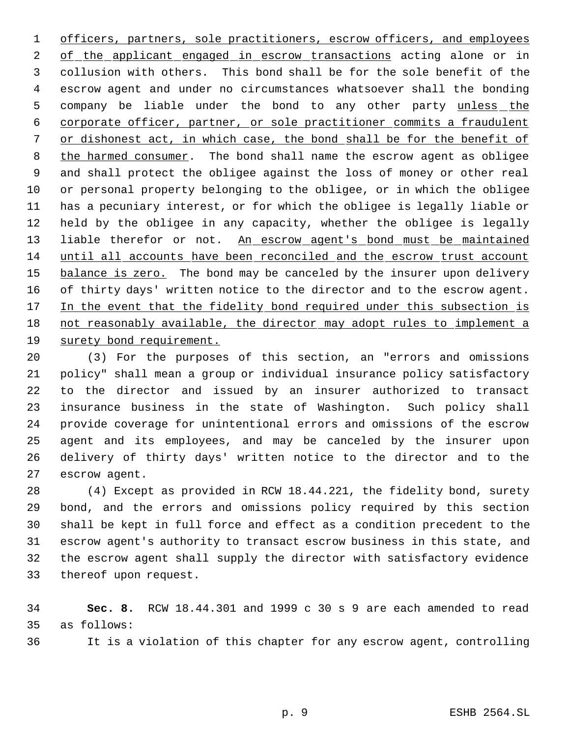officers, partners, sole practitioners, escrow officers, and employees of the applicant engaged in escrow transactions acting alone or in collusion with others. This bond shall be for the sole benefit of the escrow agent and under no circumstances whatsoever shall the bonding company be liable under the bond to any other party unless the corporate officer, partner, or sole practitioner commits a fraudulent or dishonest act, in which case, the bond shall be for the benefit of the harmed consumer. The bond shall name the escrow agent as obligee and shall protect the obligee against the loss of money or other real or personal property belonging to the obligee, or in which the obligee has a pecuniary interest, or for which the obligee is legally liable or held by the obligee in any capacity, whether the obligee is legally liable therefor or not. An escrow agent's bond must be maintained until all accounts have been reconciled and the escrow trust account balance is zero. The bond may be canceled by the insurer upon delivery of thirty days' written notice to the director and to the escrow agent. In the event that the fidelity bond required under this subsection is not reasonably available, the director may adopt rules to implement a surety bond requirement.

(3) For the purposes of this section, an "errors and omissions policy" shall mean a group or individual insurance policy satisfactory to the director and issued by an insurer authorized to transact insurance business in the state of Washington. Such policy shall provide coverage for unintentional errors and omissions of the escrow agent and its employees, and may be canceled by the insurer upon delivery of thirty days' written notice to the director and to the escrow agent.

(4) Except as provided in RCW 18.44.221, the fidelity bond, surety bond, and the errors and omissions policy required by this section shall be kept in full force and effect as a condition precedent to the escrow agent's authority to transact escrow business in this state, and the escrow agent shall supply the director with satisfactory evidence thereof upon request.

**Sec. 8.** RCW 18.44.301 and 1999 c 30 s 9 are each amended to read as follows:

It is a violation of this chapter for any escrow agent, controlling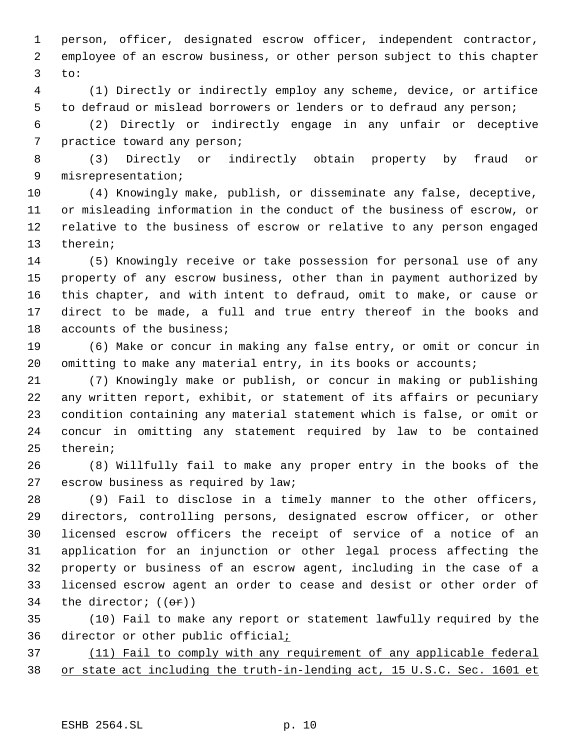person, officer, designated escrow officer, independent contractor, employee of an escrow business, or other person subject to this chapter to:

(1) Directly or indirectly employ any scheme, device, or artifice to defraud or mislead borrowers or lenders or to defraud any person;

(2) Directly or indirectly engage in any unfair or deceptive practice toward any person;

(3) Directly or indirectly obtain property by fraud or misrepresentation;

(4) Knowingly make, publish, or disseminate any false, deceptive, or misleading information in the conduct of the business of escrow, or relative to the business of escrow or relative to any person engaged therein;

(5) Knowingly receive or take possession for personal use of any property of any escrow business, other than in payment authorized by this chapter, and with intent to defraud, omit to make, or cause or direct to be made, a full and true entry thereof in the books and accounts of the business;

(6) Make or concur in making any false entry, or omit or concur in omitting to make any material entry, in its books or accounts;

(7) Knowingly make or publish, or concur in making or publishing any written report, exhibit, or statement of its affairs or pecuniary condition containing any material statement which is false, or omit or concur in omitting any statement required by law to be contained therein;

(8) Willfully fail to make any proper entry in the books of the escrow business as required by law;

(9) Fail to disclose in a timely manner to the other officers, directors, controlling persons, designated escrow officer, or other licensed escrow officers the receipt of service of a notice of an application for an injunction or other legal process affecting the property or business of an escrow agent, including in the case of a licensed escrow agent an order to cease and desist or other order of the director; ((~~or~~))

(10) Fail to make any report or statement lawfully required by the director or other public official<u>;</u>

<u>(11) Fail to comply with any requirement of any applicable federal or state act including the truth-in-lending act, 15 U.S.C. Sec. 1601 et</u>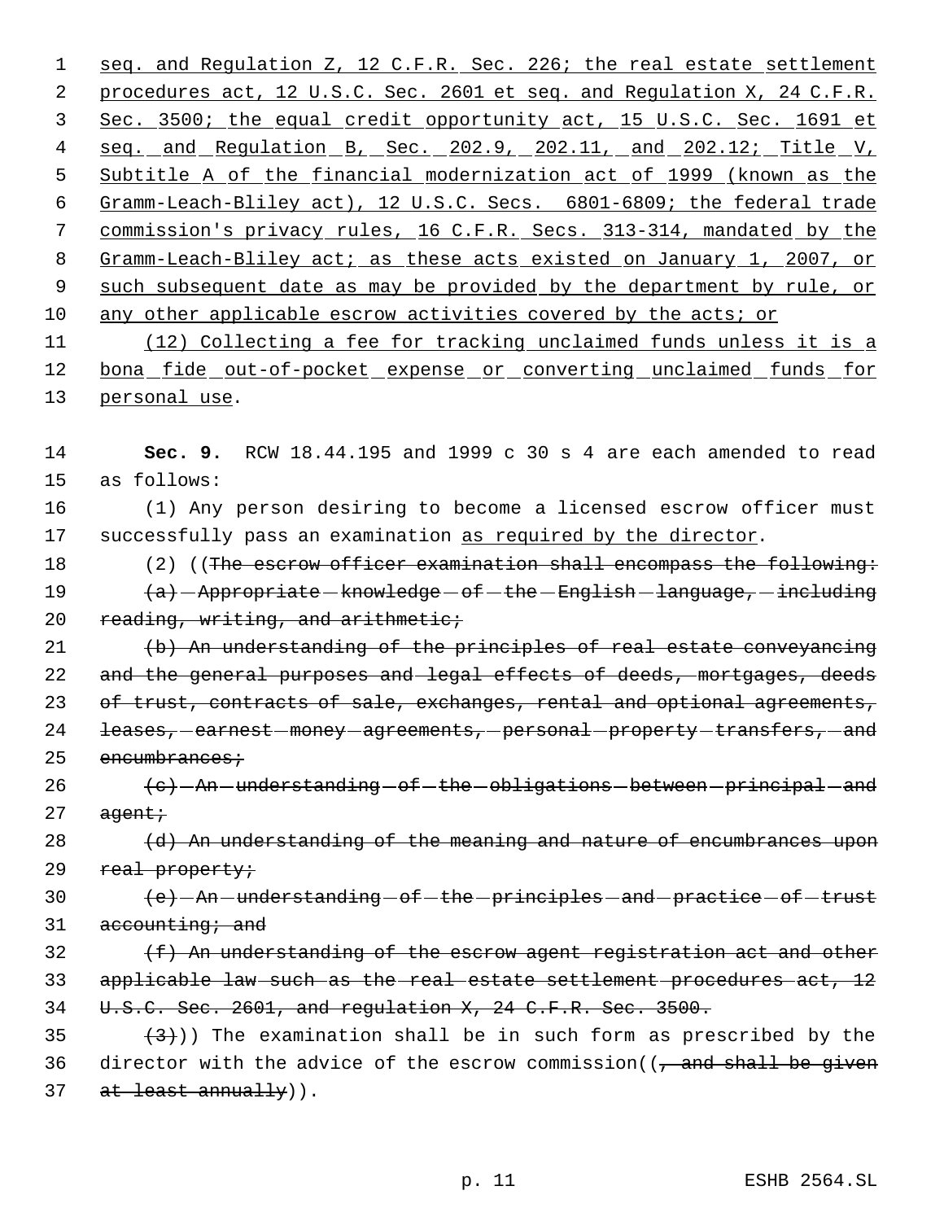seq. and Regulation Z, 12 C.F.R. Sec. 226; the real estate settlement procedures act, 12 U.S.C. Sec. 2601 et seq. and Regulation X, 24 C.F.R. Sec. 3500; the equal credit opportunity act, 15 U.S.C. Sec. 1691 et seq. and Regulation B, Sec. 202.9, 202.11, and 202.12; Title V, Subtitle A of the financial modernization act of 1999 (known as the Gramm-Leach-Bliley act), 12 U.S.C. Secs. 6801-6809; the federal trade commission's privacy rules, 16 C.F.R. Secs. 313-314, mandated by the Gramm-Leach-Bliley act; as these acts existed on January 1, 2007, or such subsequent date as may be provided by the department by rule, or any other applicable escrow activities covered by the acts; or

(12) Collecting a fee for tracking unclaimed funds unless it is a bona fide out-of-pocket expense or converting unclaimed funds for personal use.

**Sec. 9.** RCW 18.44.195 and 1999 c 30 s 4 are each amended to read as follows:

(1) Any person desiring to become a licensed escrow officer must successfully pass an examination as required by the director.

(2) ((The escrow officer examination shall encompass the following:

(a) Appropriate knowledge of the English language, including reading, writing, and arithmetic;

(b) An understanding of the principles of real estate conveyancing and the general purposes and legal effects of deeds, mortgages, deeds of trust, contracts of sale, exchanges, rental and optional agreements, leases, earnest money agreements, personal property transfers, and encumbrances;

(c) An understanding of the obligations between principal and agent;

(d) An understanding of the meaning and nature of encumbrances upon real property;

(e) An understanding of the principles and practice of trust accounting; and

(f) An understanding of the escrow agent registration act and other applicable law such as the real estate settlement procedures act, 12 U.S.C. Sec. 2601, and regulation X, 24 C.F.R. Sec. 3500.

(3))) The examination shall be in such form as prescribed by the director with the advice of the escrow commission((, and shall be given at least annually)).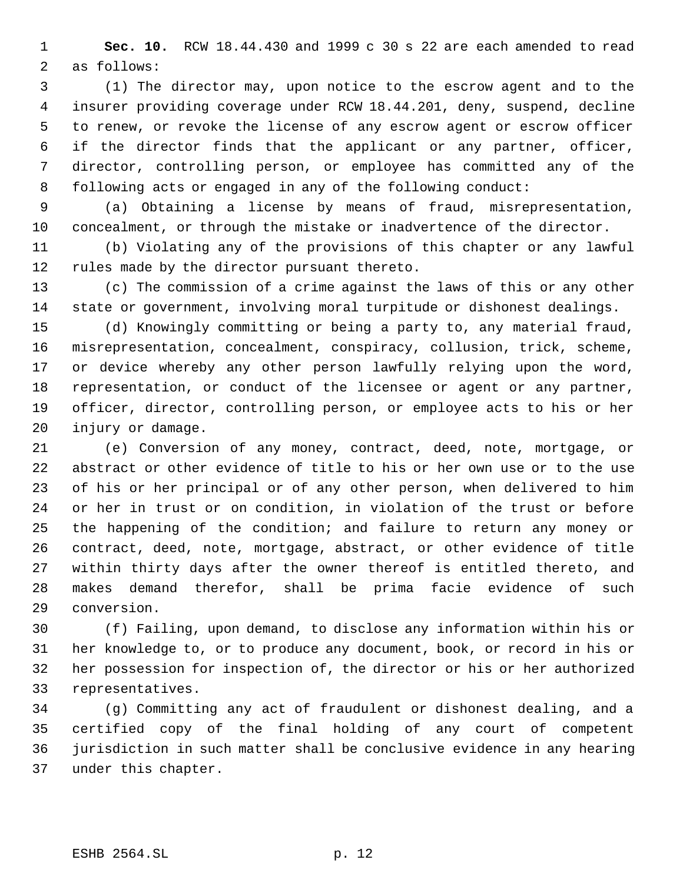**Sec. 10.** RCW 18.44.430 and 1999 c 30 s 22 are each amended to read as follows:

(1) The director may, upon notice to the escrow agent and to the insurer providing coverage under RCW 18.44.201, deny, suspend, decline to renew, or revoke the license of any escrow agent or escrow officer if the director finds that the applicant or any partner, officer, director, controlling person, or employee has committed any of the following acts or engaged in any of the following conduct:

(a) Obtaining a license by means of fraud, misrepresentation, concealment, or through the mistake or inadvertence of the director.

(b) Violating any of the provisions of this chapter or any lawful rules made by the director pursuant thereto.

(c) The commission of a crime against the laws of this or any other state or government, involving moral turpitude or dishonest dealings.

(d) Knowingly committing or being a party to, any material fraud, misrepresentation, concealment, conspiracy, collusion, trick, scheme, or device whereby any other person lawfully relying upon the word, representation, or conduct of the licensee or agent or any partner, officer, director, controlling person, or employee acts to his or her injury or damage.

(e) Conversion of any money, contract, deed, note, mortgage, or abstract or other evidence of title to his or her own use or to the use of his or her principal or of any other person, when delivered to him or her in trust or on condition, in violation of the trust or before the happening of the condition; and failure to return any money or contract, deed, note, mortgage, abstract, or other evidence of title within thirty days after the owner thereof is entitled thereto, and makes demand therefor, shall be prima facie evidence of such conversion.

(f) Failing, upon demand, to disclose any information within his or her knowledge to, or to produce any document, book, or record in his or her possession for inspection of, the director or his or her authorized representatives.

(g) Committing any act of fraudulent or dishonest dealing, and a certified copy of the final holding of any court of competent jurisdiction in such matter shall be conclusive evidence in any hearing under this chapter.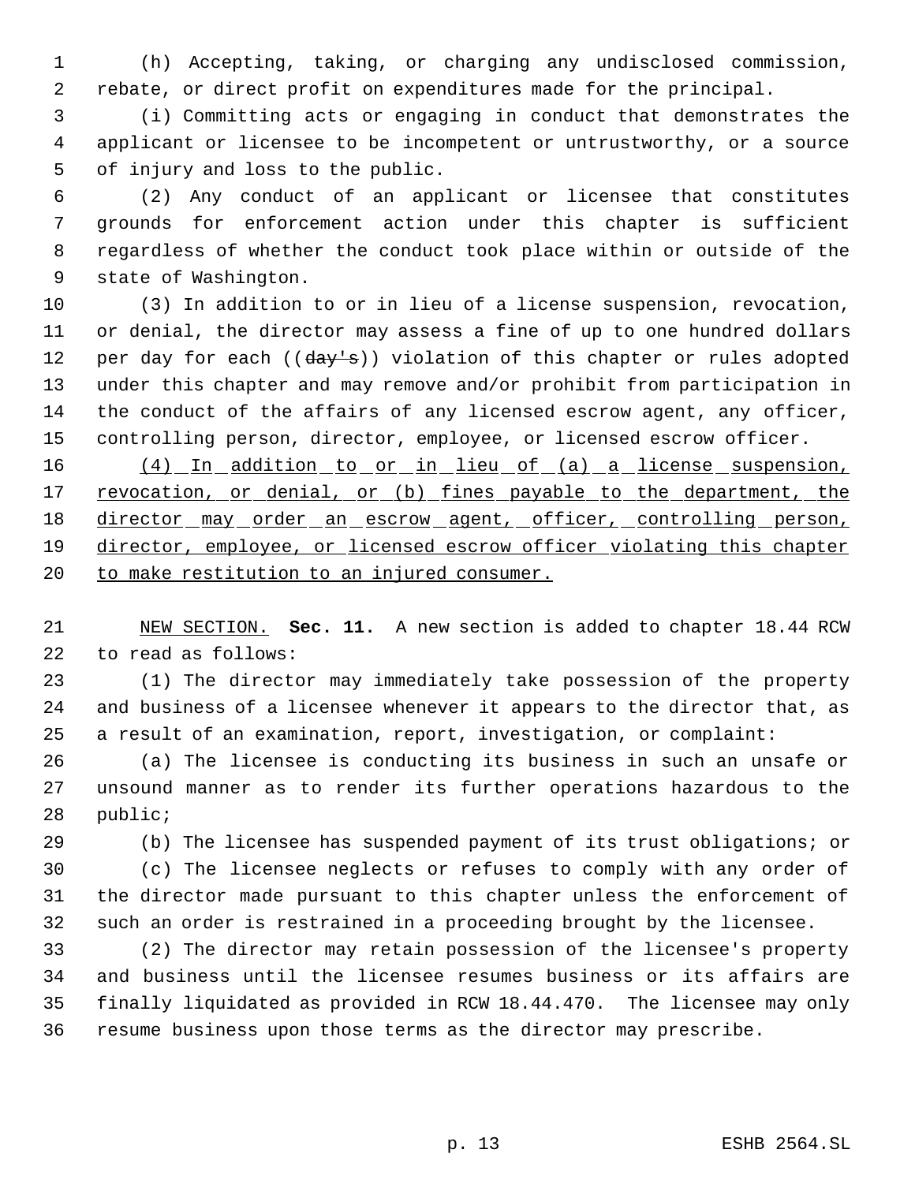(h) Accepting, taking, or charging any undisclosed commission, rebate, or direct profit on expenditures made for the principal.

(i) Committing acts or engaging in conduct that demonstrates the applicant or licensee to be incompetent or untrustworthy, or a source of injury and loss to the public.

(2) Any conduct of an applicant or licensee that constitutes grounds for enforcement action under this chapter is sufficient regardless of whether the conduct took place within or outside of the state of Washington.

(3) In addition to or in lieu of a license suspension, revocation, or denial, the director may assess a fine of up to one hundred dollars per day for each ((~~day's~~)) violation of this chapter or rules adopted under this chapter and may remove and/or prohibit from participation in the conduct of the affairs of any licensed escrow agent, any officer, controlling person, director, employee, or licensed escrow officer.

<u>(4) In addition to or in lieu of (a) a license suspension, revocation, or denial, or (b) fines payable to the department, the director may order an escrow agent, officer, controlling person, director, employee, or licensed escrow officer violating this chapter to make restitution to an injured consumer.</u>

<u>NEW SECTION.</u> **Sec. 11.** A new section is added to chapter 18.44 RCW to read as follows:

(1) The director may immediately take possession of the property and business of a licensee whenever it appears to the director that, as a result of an examination, report, investigation, or complaint:

(a) The licensee is conducting its business in such an unsafe or unsound manner as to render its further operations hazardous to the public;

(b) The licensee has suspended payment of its trust obligations; or

(c) The licensee neglects or refuses to comply with any order of the director made pursuant to this chapter unless the enforcement of such an order is restrained in a proceeding brought by the licensee.

(2) The director may retain possession of the licensee's property and business until the licensee resumes business or its affairs are finally liquidated as provided in RCW 18.44.470. The licensee may only resume business upon those terms as the director may prescribe.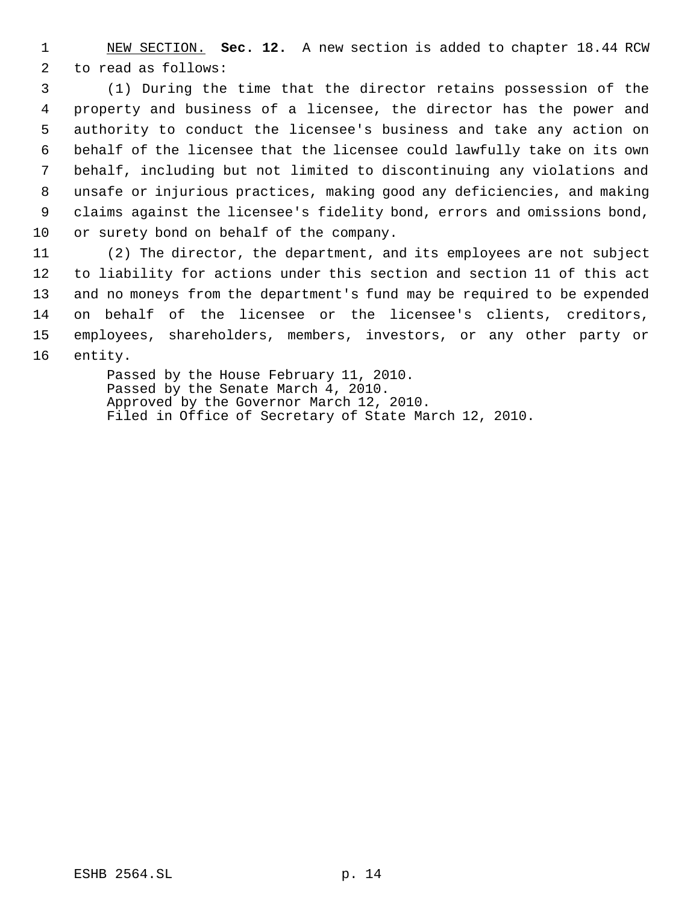NEW SECTION. **Sec. 12.** A new section is added to chapter 18.44 RCW to read as follows:

(1) During the time that the director retains possession of the property and business of a licensee, the director has the power and authority to conduct the licensee's business and take any action on behalf of the licensee that the licensee could lawfully take on its own behalf, including but not limited to discontinuing any violations and unsafe or injurious practices, making good any deficiencies, and making claims against the licensee's fidelity bond, errors and omissions bond, or surety bond on behalf of the company.

(2) The director, the department, and its employees are not subject to liability for actions under this section and section 11 of this act and no moneys from the department's fund may be required to be expended on behalf of the licensee or the licensee's clients, creditors, employees, shareholders, members, investors, or any other party or entity.

Passed by the House February 11, 2010.
Passed by the Senate March 4, 2010.
Approved by the Governor March 12, 2010.
Filed in Office of Secretary of State March 12, 2010.